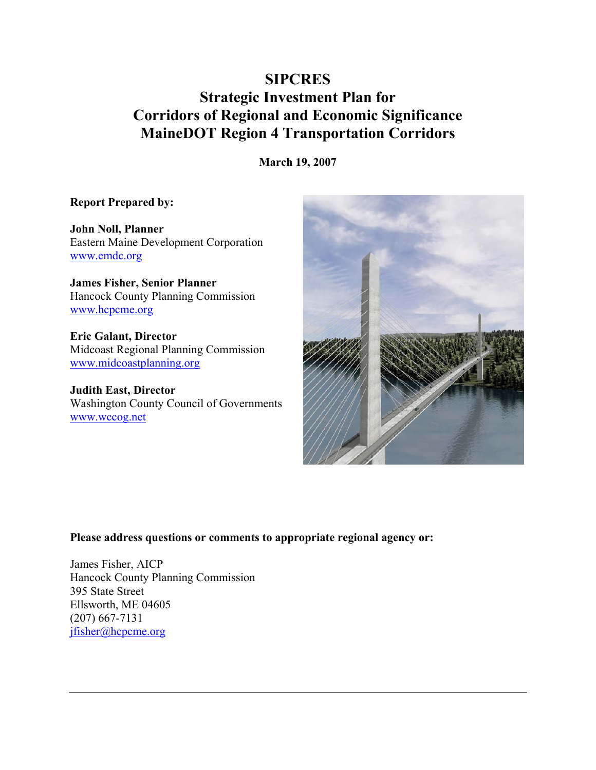# SIPCRES
# Strategic Investment Plan for Corridors of Regional and Economic Significance MaineDOT Region 4 Transportation Corridors

**March 19, 2007**

**Report Prepared by:**

**John Noll, Planner**
Eastern Maine Development Corporation
www.emdc.org

**James Fisher, Senior Planner**
Hancock County Planning Commission
www.hcpcme.org

**Eric Galant, Director**
Midcoast Regional Planning Commission
www.midcoastplanning.org

**Judith East, Director**
Washington County Council of Governments
www.wccog.net

**Please address questions or comments to appropriate regional agency or:**

James Fisher, AICP
Hancock County Planning Commission
395 State Street
Ellsworth, ME 04605
(207) 667-7131
jfisher@hcpcme.org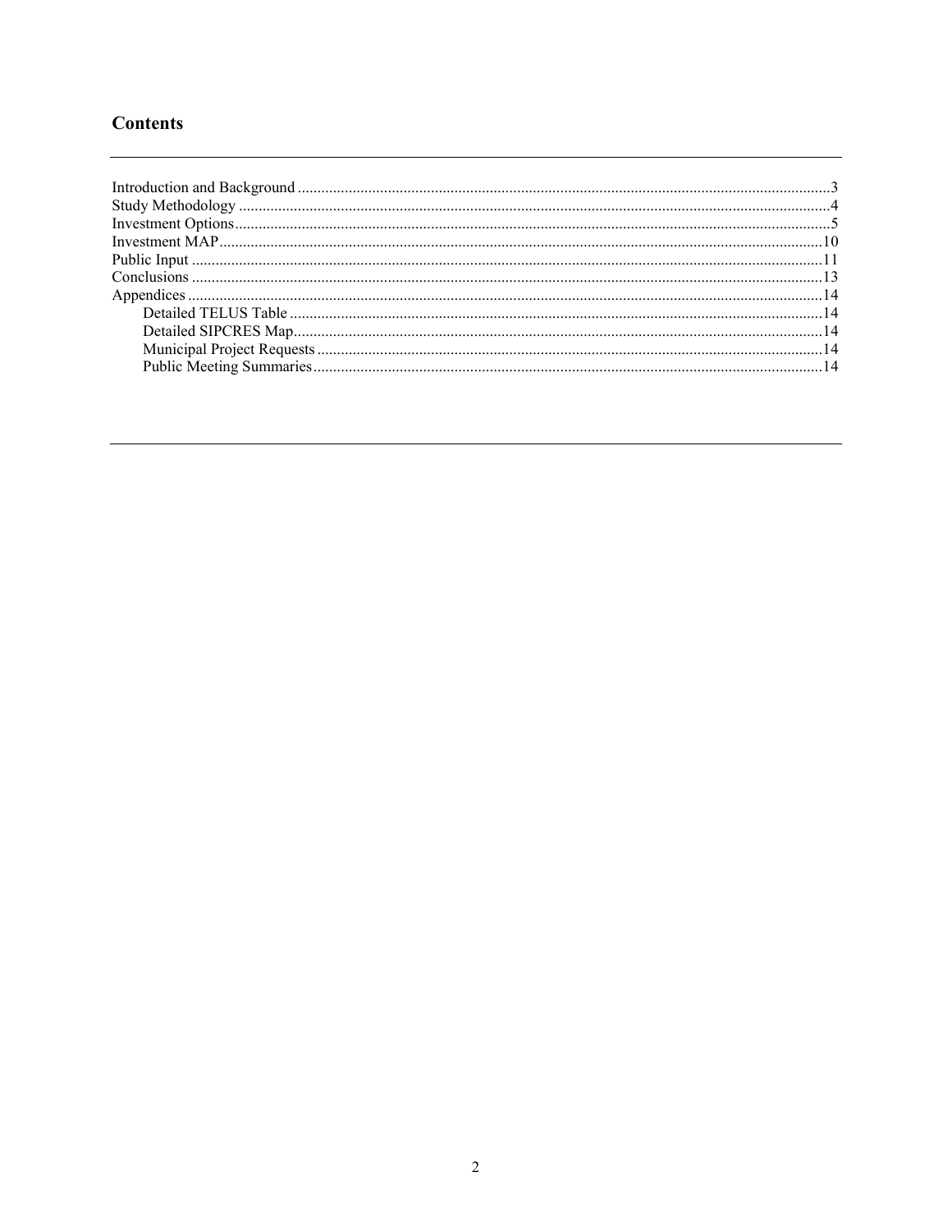## Contents

- Introduction and Background ....................3
- Study Methodology ....................4
- Investment Options ....................5
- Investment MAP ....................10
- Public Input ....................11
- Conclusions ....................13
- Appendices ....................14
  - Detailed TELUS Table ....................14
  - Detailed SIPCRES Map ....................14
  - Municipal Project Requests ....................14
  - Public Meeting Summaries ....................14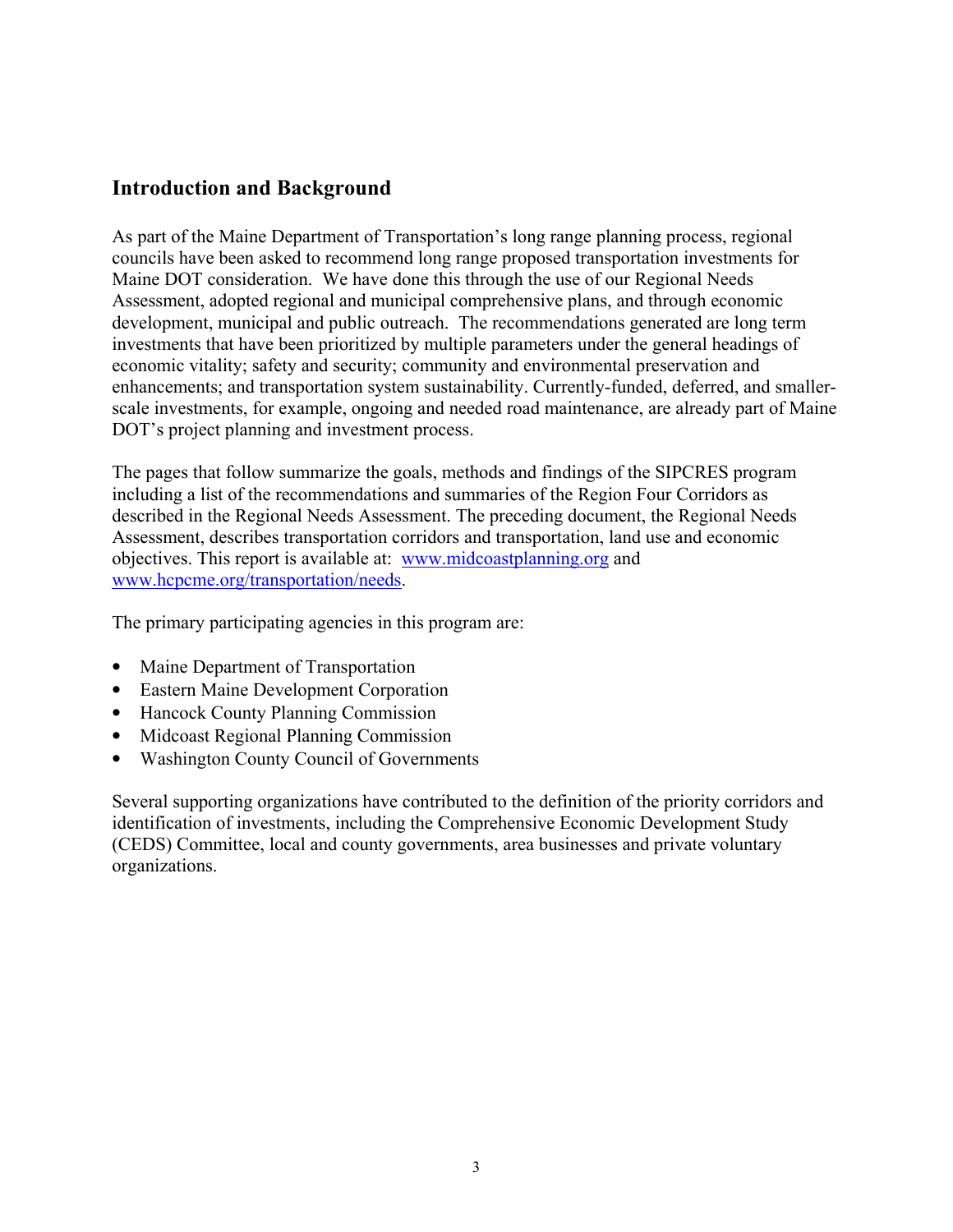## Introduction and Background

As part of the Maine Department of Transportation's long range planning process, regional councils have been asked to recommend long range proposed transportation investments for Maine DOT consideration. We have done this through the use of our Regional Needs Assessment, adopted regional and municipal comprehensive plans, and through economic development, municipal and public outreach. The recommendations generated are long term investments that have been prioritized by multiple parameters under the general headings of economic vitality; safety and security; community and environmental preservation and enhancements; and transportation system sustainability. Currently-funded, deferred, and smaller-scale investments, for example, ongoing and needed road maintenance, are already part of Maine DOT's project planning and investment process.

The pages that follow summarize the goals, methods and findings of the SIPCRES program including a list of the recommendations and summaries of the Region Four Corridors as described in the Regional Needs Assessment. The preceding document, the Regional Needs Assessment, describes transportation corridors and transportation, land use and economic objectives. This report is available at: [www.midcoastplanning.org](http://www.midcoastplanning.org) and [www.hcpcme.org/transportation/needs](http://www.hcpcme.org/transportation/needs).

The primary participating agencies in this program are:

- Maine Department of Transportation
- Eastern Maine Development Corporation
- Hancock County Planning Commission
- Midcoast Regional Planning Commission
- Washington County Council of Governments

Several supporting organizations have contributed to the definition of the priority corridors and identification of investments, including the Comprehensive Economic Development Study (CEDS) Committee, local and county governments, area businesses and private voluntary organizations.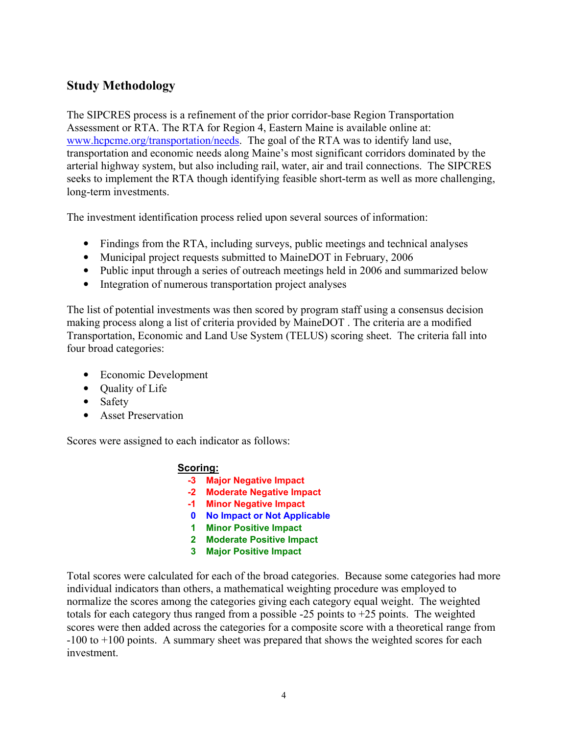## Study Methodology

The SIPCRES process is a refinement of the prior corridor-base Region Transportation Assessment or RTA. The RTA for Region 4, Eastern Maine is available online at: [www.hcpcme.org/transportation/needs](www.hcpcme.org/transportation/needs). The goal of the RTA was to identify land use, transportation and economic needs along Maine's most significant corridors dominated by the arterial highway system, but also including rail, water, air and trail connections. The SIPCRES seeks to implement the RTA though identifying feasible short-term as well as more challenging, long-term investments.

The investment identification process relied upon several sources of information:

- Findings from the RTA, including surveys, public meetings and technical analyses
- Municipal project requests submitted to MaineDOT in February, 2006
- Public input through a series of outreach meetings held in 2006 and summarized below
- Integration of numerous transportation project analyses

The list of potential investments was then scored by program staff using a consensus decision making process along a list of criteria provided by MaineDOT . The criteria are a modified Transportation, Economic and Land Use System (TELUS) scoring sheet. The criteria fall into four broad categories:

- Economic Development
- Quality of Life
- Safety
- Asset Preservation

Scores were assigned to each indicator as follows:

**Scoring:**

**-3 Major Negative Impact**
**-2 Moderate Negative Impact**
**-1 Minor Negative Impact**
**0 No Impact or Not Applicable**
**1 Minor Positive Impact**
**2 Moderate Positive Impact**
**3 Major Positive Impact**

Total scores were calculated for each of the broad categories. Because some categories had more individual indicators than others, a mathematical weighting procedure was employed to normalize the scores among the categories giving each category equal weight. The weighted totals for each category thus ranged from a possible -25 points to +25 points. The weighted scores were then added across the categories for a composite score with a theoretical range from -100 to +100 points. A summary sheet was prepared that shows the weighted scores for each investment.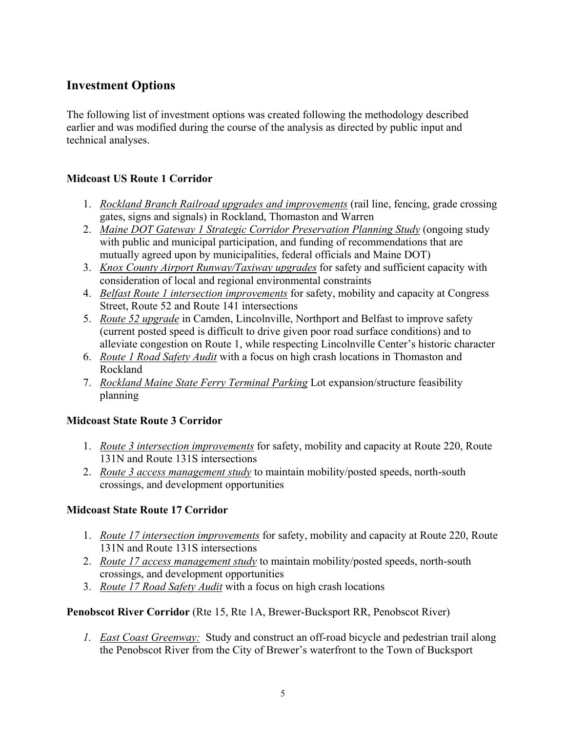## Investment Options

The following list of investment options was created following the methodology described earlier and was modified during the course of the analysis as directed by public input and technical analyses.

### Midcoast US Route 1 Corridor

1. *Rockland Branch Railroad upgrades and improvements* (rail line, fencing, grade crossing gates, signs and signals) in Rockland, Thomaston and Warren
2. *Maine DOT Gateway 1 Strategic Corridor Preservation Planning Study* (ongoing study with public and municipal participation, and funding of recommendations that are mutually agreed upon by municipalities, federal officials and Maine DOT)
3. *Knox County Airport Runway/Taxiway upgrades* for safety and sufficient capacity with consideration of local and regional environmental constraints
4. *Belfast Route 1 intersection improvements* for safety, mobility and capacity at Congress Street, Route 52 and Route 141 intersections
5. *Route 52 upgrade* in Camden, Lincolnville, Northport and Belfast to improve safety (current posted speed is difficult to drive given poor road surface conditions) and to alleviate congestion on Route 1, while respecting Lincolnville Center's historic character
6. *Route 1 Road Safety Audit* with a focus on high crash locations in Thomaston and Rockland
7. *Rockland Maine State Ferry Terminal Parking* Lot expansion/structure feasibility planning

### Midcoast State Route 3 Corridor

1. *Route 3 intersection improvements* for safety, mobility and capacity at Route 220, Route 131N and Route 131S intersections
2. *Route 3 access management study* to maintain mobility/posted speeds, north-south crossings, and development opportunities

### Midcoast State Route 17 Corridor

1. *Route 17 intersection improvements* for safety, mobility and capacity at Route 220, Route 131N and Route 131S intersections
2. *Route 17 access management study* to maintain mobility/posted speeds, north-south crossings, and development opportunities
3. *Route 17 Road Safety Audit* with a focus on high crash locations

**Penobscot River Corridor** (Rte 15, Rte 1A, Brewer-Bucksport RR, Penobscot River)

1. *East Coast Greenway:* Study and construct an off-road bicycle and pedestrian trail along the Penobscot River from the City of Brewer's waterfront to the Town of Bucksport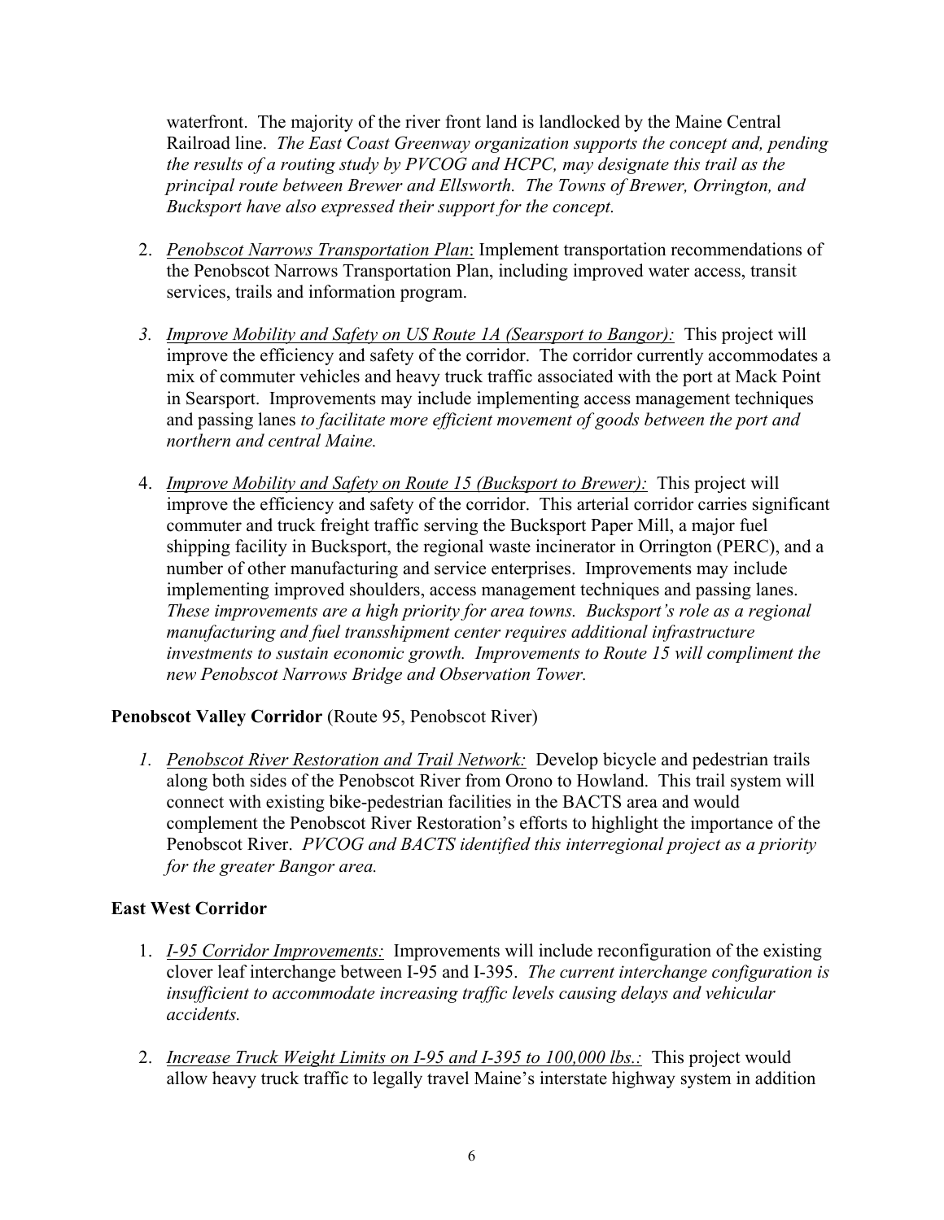waterfront. The majority of the river front land is landlocked by the Maine Central Railroad line. *The East Coast Greenway organization supports the concept and, pending the results of a routing study by PVCOG and HCPC, may designate this trail as the principal route between Brewer and Ellsworth. The Towns of Brewer, Orrington, and Bucksport have also expressed their support for the concept.*

2. *Penobscot Narrows Transportation Plan*: Implement transportation recommendations of the Penobscot Narrows Transportation Plan, including improved water access, transit services, trails and information program.

3. *Improve Mobility and Safety on US Route 1A (Searsport to Bangor):* This project will improve the efficiency and safety of the corridor. The corridor currently accommodates a mix of commuter vehicles and heavy truck traffic associated with the port at Mack Point in Searsport. Improvements may include implementing access management techniques and passing lanes *to facilitate more efficient movement of goods between the port and northern and central Maine.*

4. *Improve Mobility and Safety on Route 15 (Bucksport to Brewer):* This project will improve the efficiency and safety of the corridor. This arterial corridor carries significant commuter and truck freight traffic serving the Bucksport Paper Mill, a major fuel shipping facility in Bucksport, the regional waste incinerator in Orrington (PERC), and a number of other manufacturing and service enterprises. Improvements may include implementing improved shoulders, access management techniques and passing lanes. *These improvements are a high priority for area towns. Bucksport's role as a regional manufacturing and fuel transshipment center requires additional infrastructure investments to sustain economic growth. Improvements to Route 15 will compliment the new Penobscot Narrows Bridge and Observation Tower.*

**Penobscot Valley Corridor** (Route 95, Penobscot River)

1. *Penobscot River Restoration and Trail Network:* Develop bicycle and pedestrian trails along both sides of the Penobscot River from Orono to Howland. This trail system will connect with existing bike-pedestrian facilities in the BACTS area and would complement the Penobscot River Restoration's efforts to highlight the importance of the Penobscot River. *PVCOG and BACTS identified this interregional project as a priority for the greater Bangor area.*

**East West Corridor**

1. *I-95 Corridor Improvements:* Improvements will include reconfiguration of the existing clover leaf interchange between I-95 and I-395. *The current interchange configuration is insufficient to accommodate increasing traffic levels causing delays and vehicular accidents.*

2. *Increase Truck Weight Limits on I-95 and I-395 to 100,000 lbs.:* This project would allow heavy truck traffic to legally travel Maine's interstate highway system in addition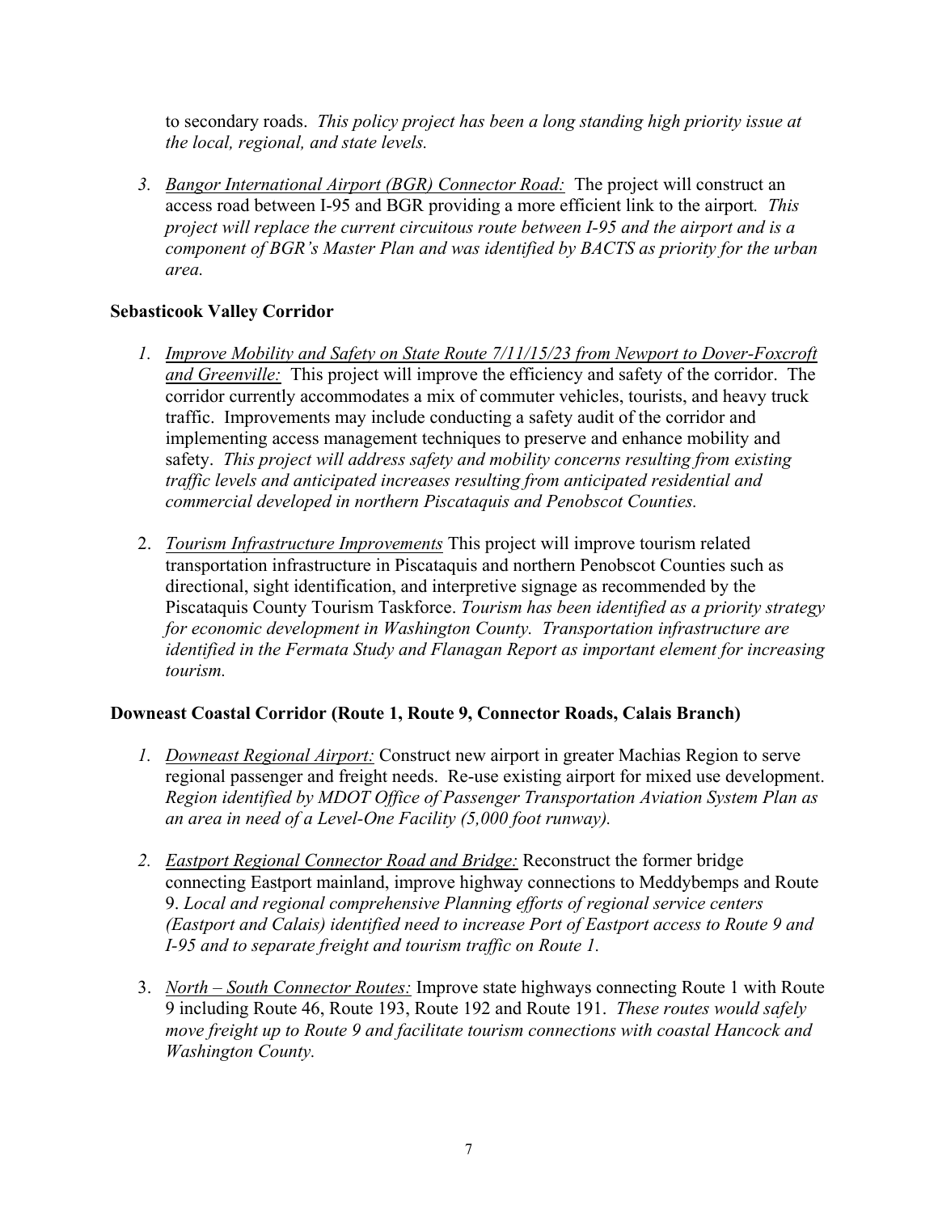to secondary roads. *This policy project has been a long standing high priority issue at the local, regional, and state levels.*

3. *Bangor International Airport (BGR) Connector Road:* The project will construct an access road between I-95 and BGR providing a more efficient link to the airport. *This project will replace the current circuitous route between I-95 and the airport and is a component of BGR's Master Plan and was identified by BACTS as priority for the urban area.*

**Sebasticook Valley Corridor**

1. *Improve Mobility and Safety on State Route 7/11/15/23 from Newport to Dover-Foxcroft and Greenville:* This project will improve the efficiency and safety of the corridor. The corridor currently accommodates a mix of commuter vehicles, tourists, and heavy truck traffic. Improvements may include conducting a safety audit of the corridor and implementing access management techniques to preserve and enhance mobility and safety. *This project will address safety and mobility concerns resulting from existing traffic levels and anticipated increases resulting from anticipated residential and commercial developed in northern Piscataquis and Penobscot Counties.*

2. *Tourism Infrastructure Improvements* This project will improve tourism related transportation infrastructure in Piscataquis and northern Penobscot Counties such as directional, sight identification, and interpretive signage as recommended by the Piscataquis County Tourism Taskforce. *Tourism has been identified as a priority strategy for economic development in Washington County. Transportation infrastructure are identified in the Fermata Study and Flanagan Report as important element for increasing tourism.*

**Downeast Coastal Corridor (Route 1, Route 9, Connector Roads, Calais Branch)**

1. *Downeast Regional Airport:* Construct new airport in greater Machias Region to serve regional passenger and freight needs. Re-use existing airport for mixed use development. *Region identified by MDOT Office of Passenger Transportation Aviation System Plan as an area in need of a Level-One Facility (5,000 foot runway).*

2. *Eastport Regional Connector Road and Bridge:* Reconstruct the former bridge connecting Eastport mainland, improve highway connections to Meddybemps and Route 9. *Local and regional comprehensive Planning efforts of regional service centers (Eastport and Calais) identified need to increase Port of Eastport access to Route 9 and I-95 and to separate freight and tourism traffic on Route 1.*

3. *North – South Connector Routes:* Improve state highways connecting Route 1 with Route 9 including Route 46, Route 193, Route 192 and Route 191. *These routes would safely move freight up to Route 9 and facilitate tourism connections with coastal Hancock and Washington County.*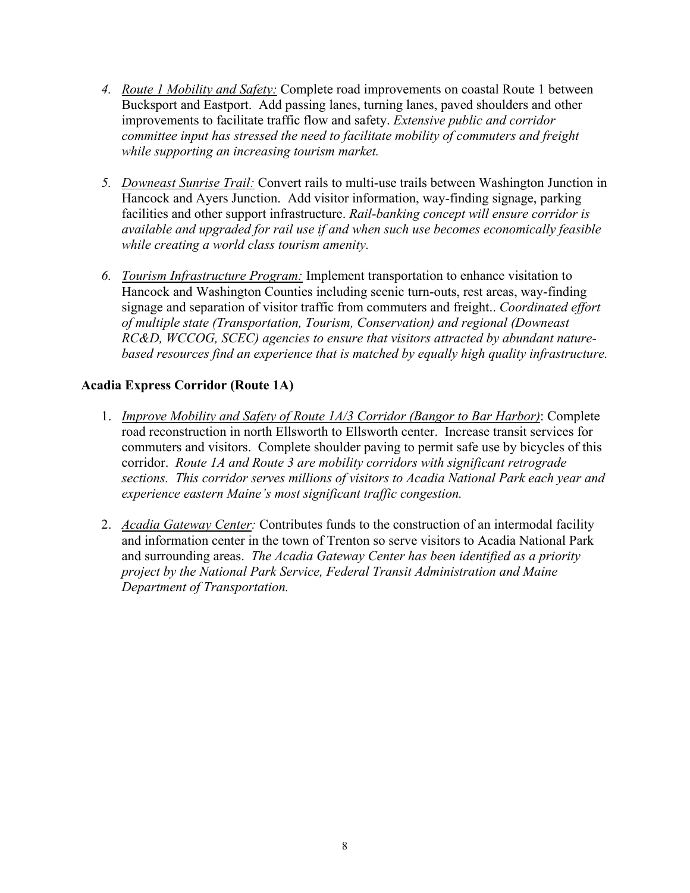4. *Route 1 Mobility and Safety:* Complete road improvements on coastal Route 1 between Bucksport and Eastport. Add passing lanes, turning lanes, paved shoulders and other improvements to facilitate traffic flow and safety. *Extensive public and corridor committee input has stressed the need to facilitate mobility of commuters and freight while supporting an increasing tourism market.*

5. *Downeast Sunrise Trail:* Convert rails to multi-use trails between Washington Junction in Hancock and Ayers Junction. Add visitor information, way-finding signage, parking facilities and other support infrastructure. *Rail-banking concept will ensure corridor is available and upgraded for rail use if and when such use becomes economically feasible while creating a world class tourism amenity.*

6. *Tourism Infrastructure Program:* Implement transportation to enhance visitation to Hancock and Washington Counties including scenic turn-outs, rest areas, way-finding signage and separation of visitor traffic from commuters and freight.. *Coordinated effort of multiple state (Transportation, Tourism, Conservation) and regional (Downeast RC&D, WCCOG, SCEC) agencies to ensure that visitors attracted by abundant nature-based resources find an experience that is matched by equally high quality infrastructure.*

### Acadia Express Corridor (Route 1A)

1. *Improve Mobility and Safety of Route 1A/3 Corridor (Bangor to Bar Harbor)*: Complete road reconstruction in north Ellsworth to Ellsworth center. Increase transit services for commuters and visitors. Complete shoulder paving to permit safe use by bicycles of this corridor. *Route 1A and Route 3 are mobility corridors with significant retrograde sections. This corridor serves millions of visitors to Acadia National Park each year and experience eastern Maine's most significant traffic congestion.*

2. *Acadia Gateway Center:* Contributes funds to the construction of an intermodal facility and information center in the town of Trenton so serve visitors to Acadia National Park and surrounding areas. *The Acadia Gateway Center has been identified as a priority project by the National Park Service, Federal Transit Administration and Maine Department of Transportation.*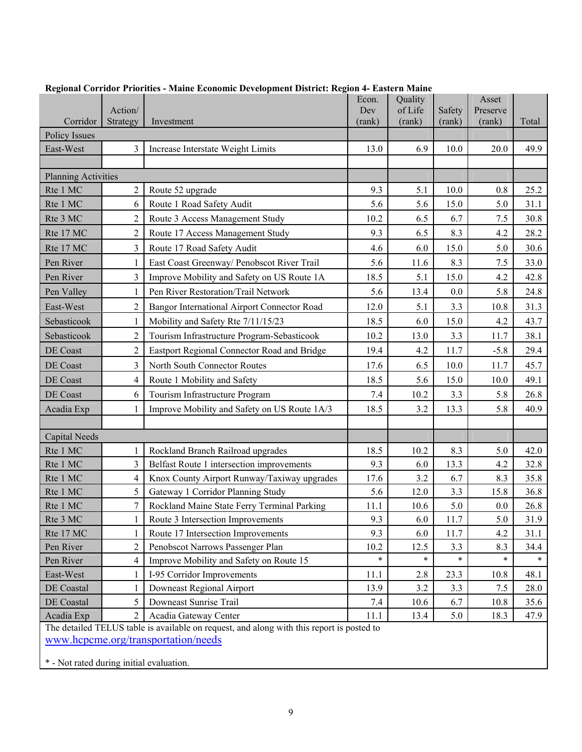**Regional Corridor Priorities - Maine Economic Development District: Region 4- Eastern Maine**

| Corridor | Action/ Strategy | Investment | Econ. Dev (rank) | Quality of Life (rank) | Safety (rank) | Asset Preserve (rank) | Total |
|---|---|---|---|---|---|---|---|
| Policy Issues | | | | | | | |
| East-West | 3 | Increase Interstate Weight Limits | 13.0 | 6.9 | 10.0 | 20.0 | 49.9 |
| | | | | | | | |
| Planning Activities | | | | | | | |
| Rte 1 MC | 2 | Route 52 upgrade | 9.3 | 5.1 | 10.0 | 0.8 | 25.2 |
| Rte 1 MC | 6 | Route 1 Road Safety Audit | 5.6 | 5.6 | 15.0 | 5.0 | 31.1 |
| Rte 3 MC | 2 | Route 3 Access Management Study | 10.2 | 6.5 | 6.7 | 7.5 | 30.8 |
| Rte 17 MC | 2 | Route 17 Access Management Study | 9.3 | 6.5 | 8.3 | 4.2 | 28.2 |
| Rte 17 MC | 3 | Route 17 Road Safety Audit | 4.6 | 6.0 | 15.0 | 5.0 | 30.6 |
| Pen River | 1 | East Coast Greenway/ Penobscot River Trail | 5.6 | 11.6 | 8.3 | 7.5 | 33.0 |
| Pen River | 3 | Improve Mobility and Safety on US Route 1A | 18.5 | 5.1 | 15.0 | 4.2 | 42.8 |
| Pen Valley | 1 | Pen River Restoration/Trail Network | 5.6 | 13.4 | 0.0 | 5.8 | 24.8 |
| East-West | 2 | Bangor International Airport Connector Road | 12.0 | 5.1 | 3.3 | 10.8 | 31.3 |
| Sebasticook | 1 | Mobility and Safety Rte 7/11/15/23 | 18.5 | 6.0 | 15.0 | 4.2 | 43.7 |
| Sebasticook | 2 | Tourism Infrastructure Program-Sebasticook | 10.2 | 13.0 | 3.3 | 11.7 | 38.1 |
| DE Coast | 2 | Eastport Regional Connector Road and Bridge | 19.4 | 4.2 | 11.7 | -5.8 | 29.4 |
| DE Coast | 3 | North South Connector Routes | 17.6 | 6.5 | 10.0 | 11.7 | 45.7 |
| DE Coast | 4 | Route 1 Mobility and Safety | 18.5 | 5.6 | 15.0 | 10.0 | 49.1 |
| DE Coast | 6 | Tourism Infrastructure Program | 7.4 | 10.2 | 3.3 | 5.8 | 26.8 |
| Acadia Exp | 1 | Improve Mobility and Safety on US Route 1A/3 | 18.5 | 3.2 | 13.3 | 5.8 | 40.9 |
| | | | | | | | |
| Capital Needs | | | | | | | |
| Rte 1 MC | 1 | Rockland Branch Railroad upgrades | 18.5 | 10.2 | 8.3 | 5.0 | 42.0 |
| Rte 1 MC | 3 | Belfast Route 1 intersection improvements | 9.3 | 6.0 | 13.3 | 4.2 | 32.8 |
| Rte 1 MC | 4 | Knox County Airport Runway/Taxiway upgrades | 17.6 | 3.2 | 6.7 | 8.3 | 35.8 |
| Rte 1 MC | 5 | Gateway 1 Corridor Planning Study | 5.6 | 12.0 | 3.3 | 15.8 | 36.8 |
| Rte 1 MC | 7 | Rockland Maine State Ferry Terminal Parking | 11.1 | 10.6 | 5.0 | 0.0 | 26.8 |
| Rte 3 MC | 1 | Route 3 Intersection Improvements | 9.3 | 6.0 | 11.7 | 5.0 | 31.9 |
| Rte 17 MC | 1 | Route 17 Intersection Improvements | 9.3 | 6.0 | 11.7 | 4.2 | 31.1 |
| Pen River | 2 | Penobscot Narrows Passenger Plan | 10.2 | 12.5 | 3.3 | 8.3 | 34.4 |
| Pen River | 4 | Improve Mobility and Safety on Route 15 | * | * | * | * | * |
| East-West | 1 | I-95 Corridor Improvements | 11.1 | 2.8 | 23.3 | 10.8 | 48.1 |
| DE Coastal | 1 | Downeast Regional Airport | 13.9 | 3.2 | 3.3 | 7.5 | 28.0 |
| DE Coastal | 5 | Downeast Sunrise Trail | 7.4 | 10.6 | 6.7 | 10.8 | 35.6 |
| Acadia Exp | 2 | Acadia Gateway Center | 11.1 | 13.4 | 5.0 | 18.3 | 47.9 |

The detailed TELUS table is available on request, and along with this report is posted to www.hcpcme.org/transportation/needs

* - Not rated during initial evaluation.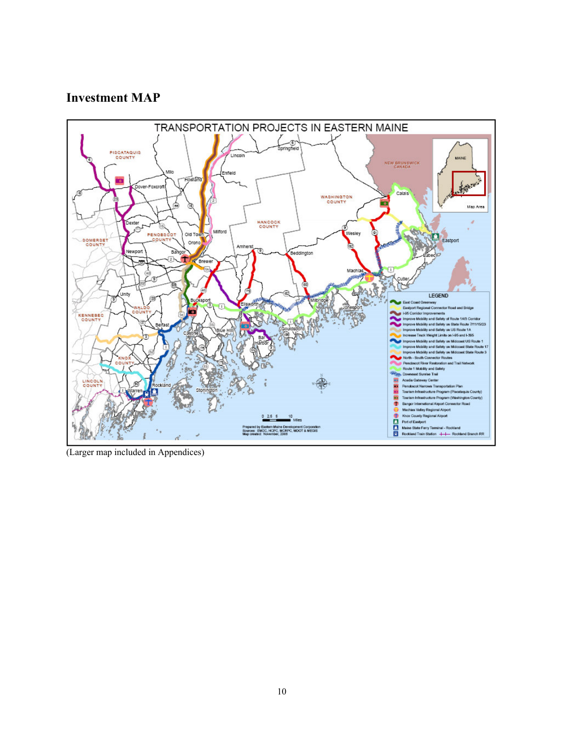## Investment MAP

(Larger map included in Appendices)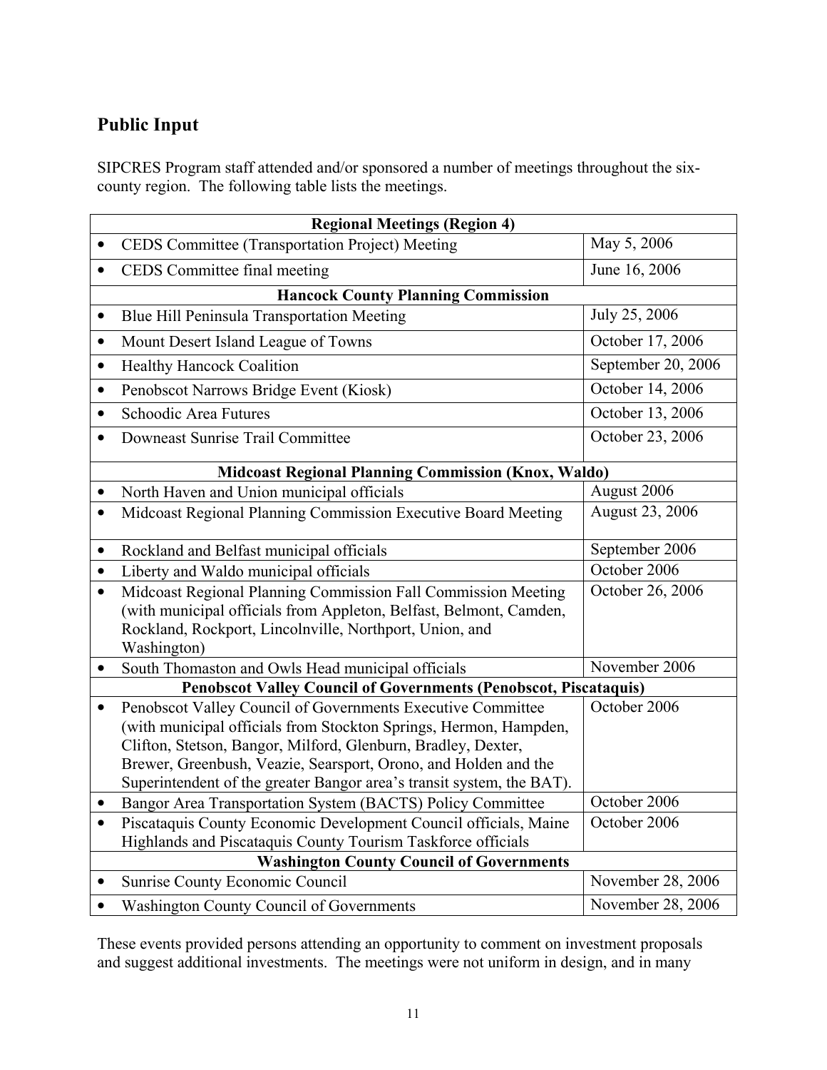## Public Input

SIPCRES Program staff attended and/or sponsored a number of meetings throughout the six-county region. The following table lists the meetings.

| Regional Meetings (Region 4) | |
|---|---|
| • CEDS Committee (Transportation Project) Meeting | May 5, 2006 |
| • CEDS Committee final meeting | June 16, 2006 |
| **Hancock County Planning Commission** | |
| • Blue Hill Peninsula Transportation Meeting | July 25, 2006 |
| • Mount Desert Island League of Towns | October 17, 2006 |
| • Healthy Hancock Coalition | September 20, 2006 |
| • Penobscot Narrows Bridge Event (Kiosk) | October 14, 2006 |
| • Schoodic Area Futures | October 13, 2006 |
| • Downeast Sunrise Trail Committee | October 23, 2006 |
| **Midcoast Regional Planning Commission (Knox, Waldo)** | |
| • North Haven and Union municipal officials | August 2006 |
| • Midcoast Regional Planning Commission Executive Board Meeting | August 23, 2006 |
| • Rockland and Belfast municipal officials | September 2006 |
| • Liberty and Waldo municipal officials | October 2006 |
| • Midcoast Regional Planning Commission Fall Commission Meeting (with municipal officials from Appleton, Belfast, Belmont, Camden, Rockland, Rockport, Lincolnville, Northport, Union, and Washington) | October 26, 2006 |
| • South Thomaston and Owls Head municipal officials | November 2006 |
| **Penobscot Valley Council of Governments (Penobscot, Piscataquis)** | |
| • Penobscot Valley Council of Governments Executive Committee (with municipal officials from Stockton Springs, Hermon, Hampden, Clifton, Stetson, Bangor, Milford, Glenburn, Bradley, Dexter, Brewer, Greenbush, Veazie, Searsport, Orono, and Holden and the Superintendent of the greater Bangor area's transit system, the BAT). | October 2006 |
| • Bangor Area Transportation System (BACTS) Policy Committee | October 2006 |
| • Piscataquis County Economic Development Council officials, Maine Highlands and Piscataquis County Tourism Taskforce officials | October 2006 |
| **Washington County Council of Governments** | |
| • Sunrise County Economic Council | November 28, 2006 |
| • Washington County Council of Governments | November 28, 2006 |

These events provided persons attending an opportunity to comment on investment proposals and suggest additional investments. The meetings were not uniform in design, and in many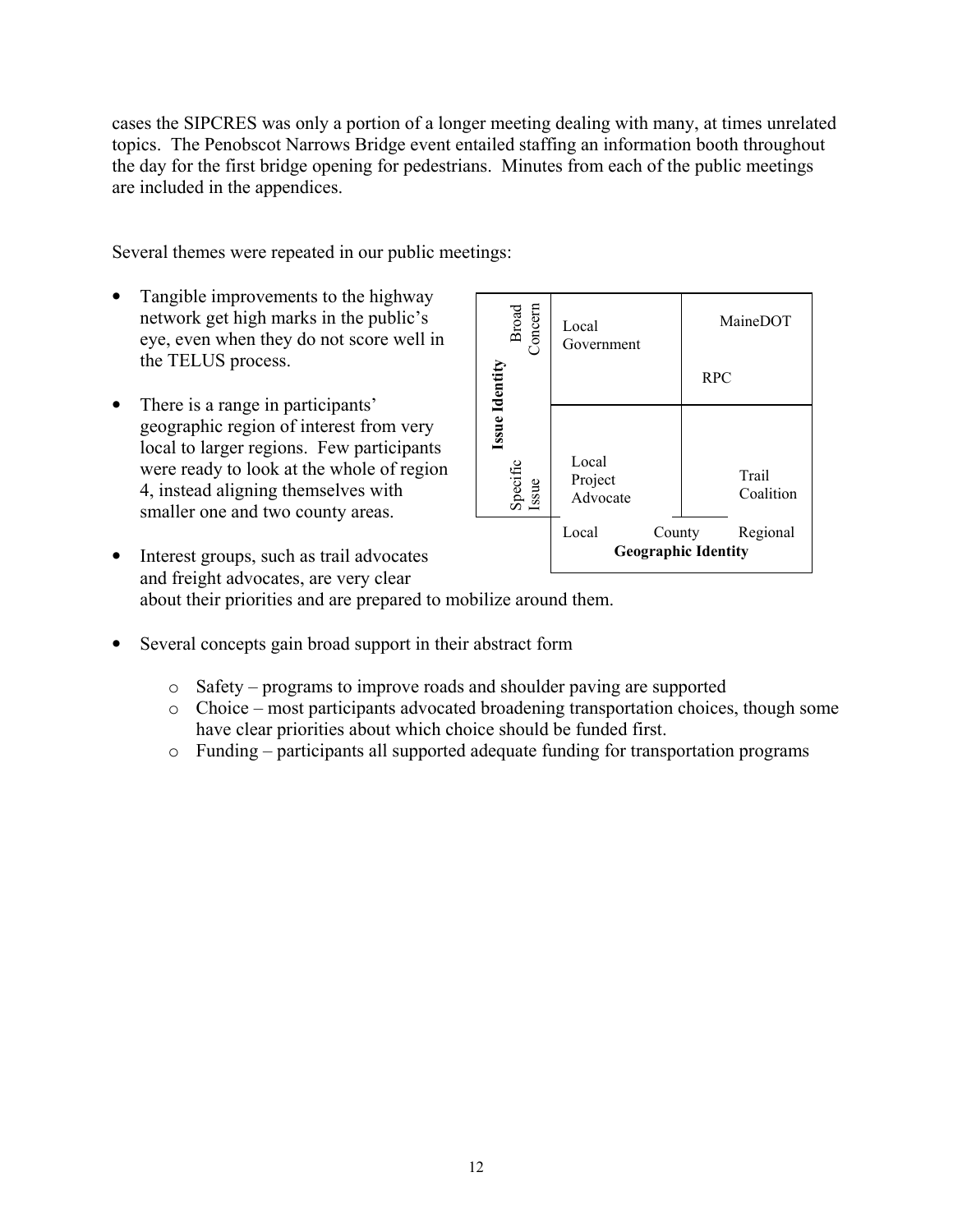cases the SIPCRES was only a portion of a longer meeting dealing with many, at times unrelated topics. The Penobscot Narrows Bridge event entailed staffing an information booth throughout the day for the first bridge opening for pedestrians. Minutes from each of the public meetings are included in the appendices.

Several themes were repeated in our public meetings:

- Tangible improvements to the highway network get high marks in the public's eye, even when they do not score well in the TELUS process.
- There is a range in participants' geographic region of interest from very local to larger regions. Few participants were ready to look at the whole of region 4, instead aligning themselves with smaller one and two county areas.

| Issue Identity | Local | Regional |
|---|---|---|
| Broad Concern | Local Government | MaineDOT<br>RPC |
| Specific Issue | Local Project Advocate | Trail Coalition |
| | Local — County — Regional<br>**Geographic Identity** | |

- Interest groups, such as trail advocates and freight advocates, are very clear about their priorities and are prepared to mobilize around them.
- Several concepts gain broad support in their abstract form
  - Safety – programs to improve roads and shoulder paving are supported
  - Choice – most participants advocated broadening transportation choices, though some have clear priorities about which choice should be funded first.
  - Funding – participants all supported adequate funding for transportation programs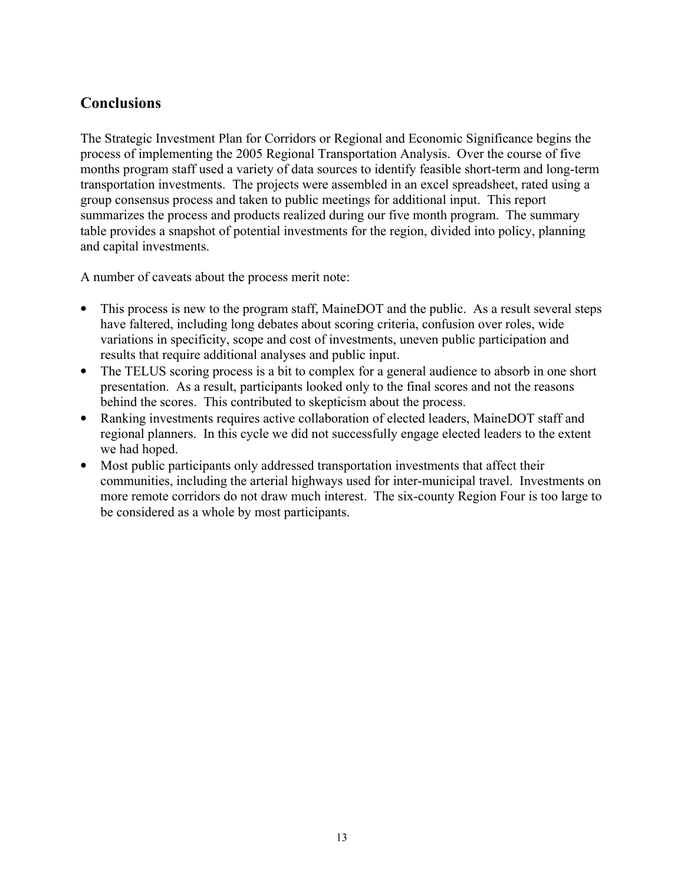## Conclusions

The Strategic Investment Plan for Corridors or Regional and Economic Significance begins the process of implementing the 2005 Regional Transportation Analysis. Over the course of five months program staff used a variety of data sources to identify feasible short-term and long-term transportation investments. The projects were assembled in an excel spreadsheet, rated using a group consensus process and taken to public meetings for additional input. This report summarizes the process and products realized during our five month program. The summary table provides a snapshot of potential investments for the region, divided into policy, planning and capital investments.

A number of caveats about the process merit note:

- This process is new to the program staff, MaineDOT and the public. As a result several steps have faltered, including long debates about scoring criteria, confusion over roles, wide variations in specificity, scope and cost of investments, uneven public participation and results that require additional analyses and public input.
- The TELUS scoring process is a bit to complex for a general audience to absorb in one short presentation. As a result, participants looked only to the final scores and not the reasons behind the scores. This contributed to skepticism about the process.
- Ranking investments requires active collaboration of elected leaders, MaineDOT staff and regional planners. In this cycle we did not successfully engage elected leaders to the extent we had hoped.
- Most public participants only addressed transportation investments that affect their communities, including the arterial highways used for inter-municipal travel. Investments on more remote corridors do not draw much interest. The six-county Region Four is too large to be considered as a whole by most participants.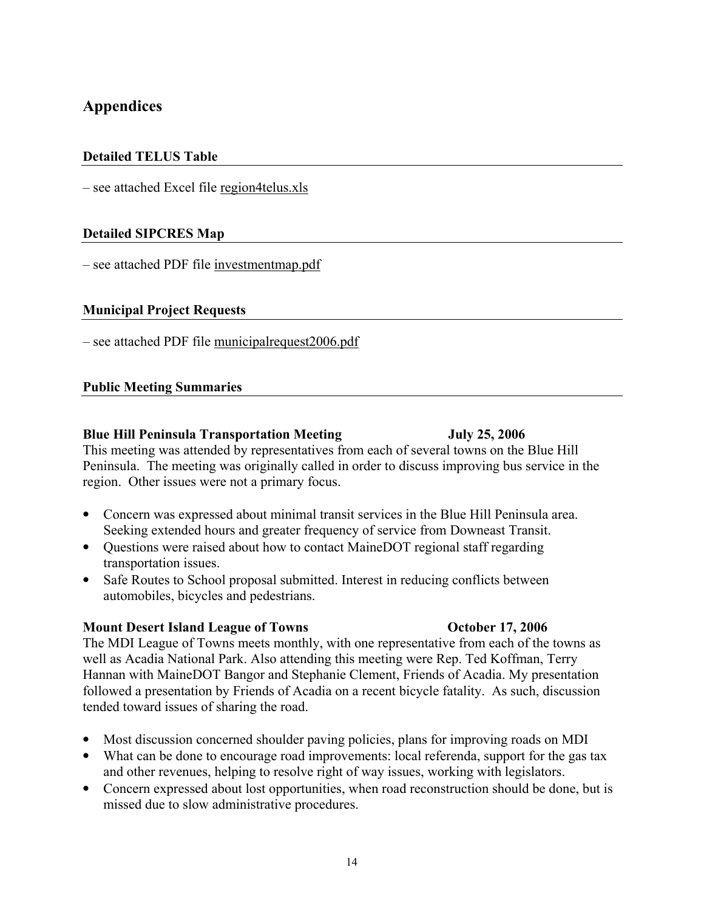## Appendices

### Detailed TELUS Table

– see attached Excel file region4telus.xls

### Detailed SIPCRES Map

– see attached PDF file investmentmap.pdf

### Municipal Project Requests

– see attached PDF file municipalrequest2006.pdf

### Public Meeting Summaries

**Blue Hill Peninsula Transportation Meeting — July 25, 2006**

This meeting was attended by representatives from each of several towns on the Blue Hill Peninsula. The meeting was originally called in order to discuss improving bus service in the region. Other issues were not a primary focus.

- Concern was expressed about minimal transit services in the Blue Hill Peninsula area. Seeking extended hours and greater frequency of service from Downeast Transit.
- Questions were raised about how to contact MaineDOT regional staff regarding transportation issues.
- Safe Routes to School proposal submitted. Interest in reducing conflicts between automobiles, bicycles and pedestrians.

**Mount Desert Island League of Towns — October 17, 2006**

The MDI League of Towns meets monthly, with one representative from each of the towns as well as Acadia National Park. Also attending this meeting were Rep. Ted Koffman, Terry Hannan with MaineDOT Bangor and Stephanie Clement, Friends of Acadia. My presentation followed a presentation by Friends of Acadia on a recent bicycle fatality. As such, discussion tended toward issues of sharing the road.

- Most discussion concerned shoulder paving policies, plans for improving roads on MDI
- What can be done to encourage road improvements: local referenda, support for the gas tax and other revenues, helping to resolve right of way issues, working with legislators.
- Concern expressed about lost opportunities, when road reconstruction should be done, but is missed due to slow administrative procedures.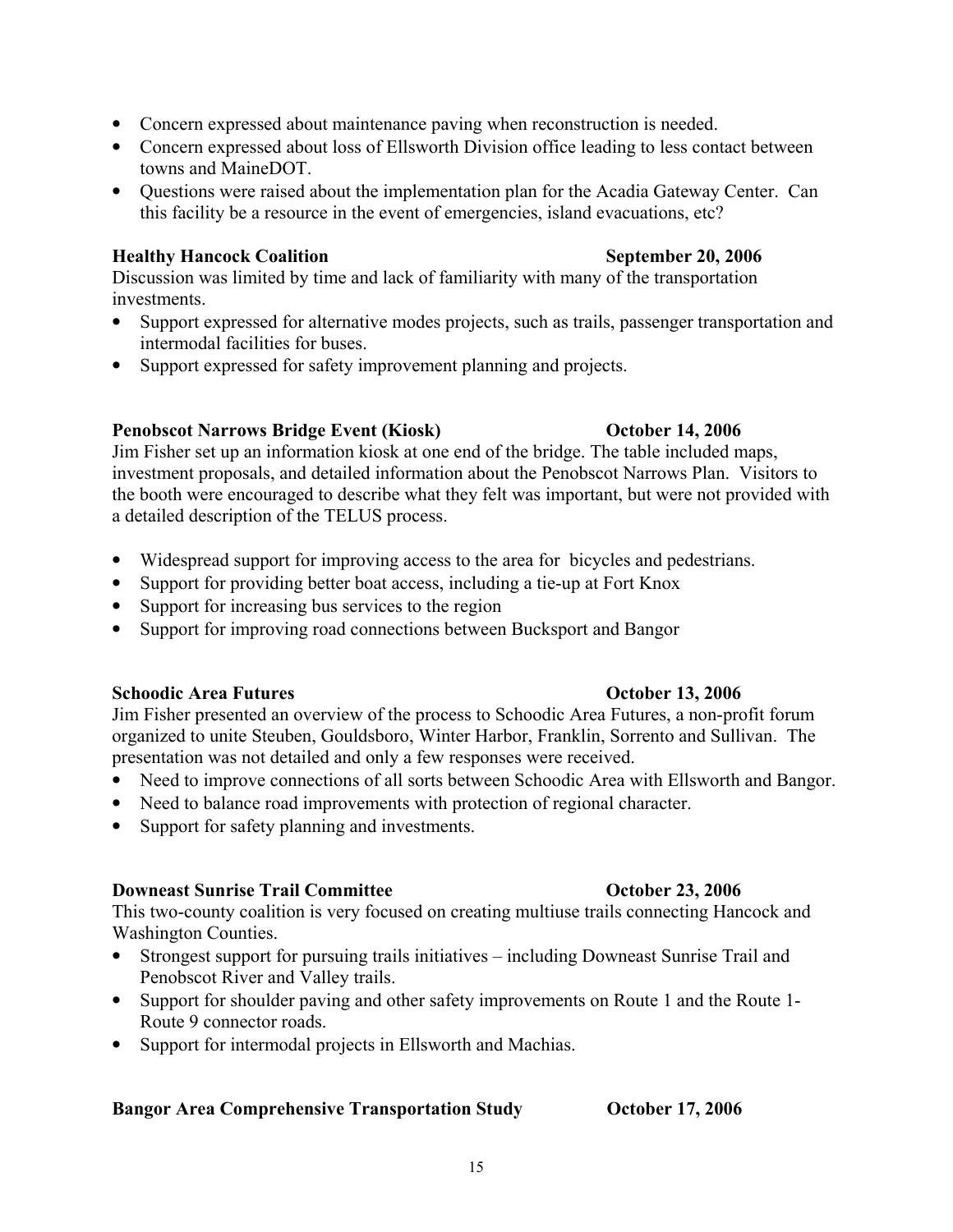- Concern expressed about maintenance paving when reconstruction is needed.
- Concern expressed about loss of Ellsworth Division office leading to less contact between towns and MaineDOT.
- Questions were raised about the implementation plan for the Acadia Gateway Center. Can this facility be a resource in the event of emergencies, island evacuations, etc?

**Healthy Hancock Coalition** **September 20, 2006**

Discussion was limited by time and lack of familiarity with many of the transportation investments.

- Support expressed for alternative modes projects, such as trails, passenger transportation and intermodal facilities for buses.
- Support expressed for safety improvement planning and projects.

**Penobscot Narrows Bridge Event (Kiosk)** **October 14, 2006**

Jim Fisher set up an information kiosk at one end of the bridge. The table included maps, investment proposals, and detailed information about the Penobscot Narrows Plan. Visitors to the booth were encouraged to describe what they felt was important, but were not provided with a detailed description of the TELUS process.

- Widespread support for improving access to the area for bicycles and pedestrians.
- Support for providing better boat access, including a tie-up at Fort Knox
- Support for increasing bus services to the region
- Support for improving road connections between Bucksport and Bangor

**Schoodic Area Futures** **October 13, 2006**

Jim Fisher presented an overview of the process to Schoodic Area Futures, a non-profit forum organized to unite Steuben, Gouldsboro, Winter Harbor, Franklin, Sorrento and Sullivan. The presentation was not detailed and only a few responses were received.

- Need to improve connections of all sorts between Schoodic Area with Ellsworth and Bangor.
- Need to balance road improvements with protection of regional character.
- Support for safety planning and investments.

**Downeast Sunrise Trail Committee** **October 23, 2006**

This two-county coalition is very focused on creating multiuse trails connecting Hancock and Washington Counties.

- Strongest support for pursuing trails initiatives – including Downeast Sunrise Trail and Penobscot River and Valley trails.
- Support for shoulder paving and other safety improvements on Route 1 and the Route 1-Route 9 connector roads.
- Support for intermodal projects in Ellsworth and Machias.

**Bangor Area Comprehensive Transportation Study** **October 17, 2006**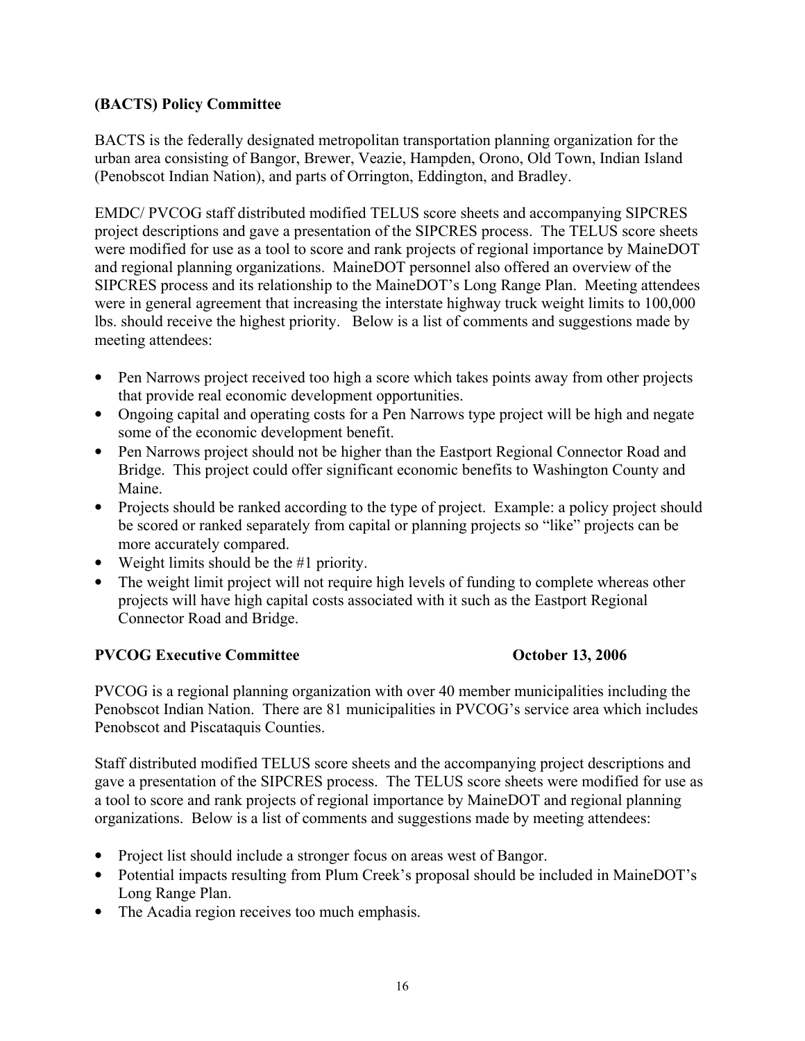**(BACTS) Policy Committee**

BACTS is the federally designated metropolitan transportation planning organization for the urban area consisting of Bangor, Brewer, Veazie, Hampden, Orono, Old Town, Indian Island (Penobscot Indian Nation), and parts of Orrington, Eddington, and Bradley.

EMDC/ PVCOG staff distributed modified TELUS score sheets and accompanying SIPCRES project descriptions and gave a presentation of the SIPCRES process. The TELUS score sheets were modified for use as a tool to score and rank projects of regional importance by MaineDOT and regional planning organizations. MaineDOT personnel also offered an overview of the SIPCRES process and its relationship to the MaineDOT's Long Range Plan. Meeting attendees were in general agreement that increasing the interstate highway truck weight limits to 100,000 lbs. should receive the highest priority. Below is a list of comments and suggestions made by meeting attendees:

- Pen Narrows project received too high a score which takes points away from other projects that provide real economic development opportunities.
- Ongoing capital and operating costs for a Pen Narrows type project will be high and negate some of the economic development benefit.
- Pen Narrows project should not be higher than the Eastport Regional Connector Road and Bridge. This project could offer significant economic benefits to Washington County and Maine.
- Projects should be ranked according to the type of project. Example: a policy project should be scored or ranked separately from capital or planning projects so "like" projects can be more accurately compared.
- Weight limits should be the #1 priority.
- The weight limit project will not require high levels of funding to complete whereas other projects will have high capital costs associated with it such as the Eastport Regional Connector Road and Bridge.

**PVCOG Executive Committee October 13, 2006**

PVCOG is a regional planning organization with over 40 member municipalities including the Penobscot Indian Nation. There are 81 municipalities in PVCOG's service area which includes Penobscot and Piscataquis Counties.

Staff distributed modified TELUS score sheets and the accompanying project descriptions and gave a presentation of the SIPCRES process. The TELUS score sheets were modified for use as a tool to score and rank projects of regional importance by MaineDOT and regional planning organizations. Below is a list of comments and suggestions made by meeting attendees:

- Project list should include a stronger focus on areas west of Bangor.
- Potential impacts resulting from Plum Creek's proposal should be included in MaineDOT's Long Range Plan.
- The Acadia region receives too much emphasis.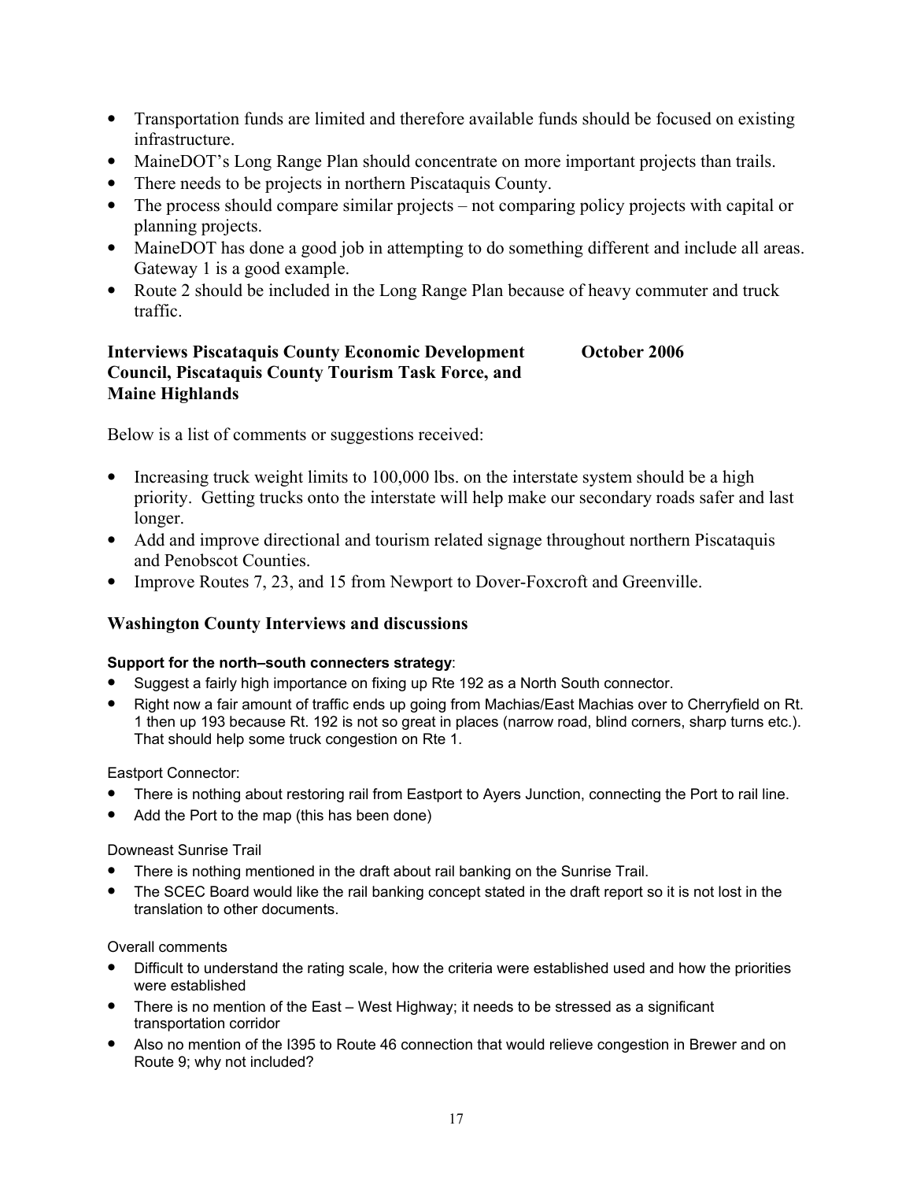- Transportation funds are limited and therefore available funds should be focused on existing infrastructure.
- MaineDOT's Long Range Plan should concentrate on more important projects than trails.
- There needs to be projects in northern Piscataquis County.
- The process should compare similar projects – not comparing policy projects with capital or planning projects.
- MaineDOT has done a good job in attempting to do something different and include all areas. Gateway 1 is a good example.
- Route 2 should be included in the Long Range Plan because of heavy commuter and truck traffic.

**Interviews Piscataquis County Economic Development Council, Piscataquis County Tourism Task Force, and Maine Highlands** **October 2006**

Below is a list of comments or suggestions received:

- Increasing truck weight limits to 100,000 lbs. on the interstate system should be a high priority. Getting trucks onto the interstate will help make our secondary roads safer and last longer.
- Add and improve directional and tourism related signage throughout northern Piscataquis and Penobscot Counties.
- Improve Routes 7, 23, and 15 from Newport to Dover-Foxcroft and Greenville.

### Washington County Interviews and discussions

**Support for the north–south connecters strategy**:

- Suggest a fairly high importance on fixing up Rte 192 as a North South connector.
- Right now a fair amount of traffic ends up going from Machias/East Machias over to Cherryfield on Rt. 1 then up 193 because Rt. 192 is not so great in places (narrow road, blind corners, sharp turns etc.). That should help some truck congestion on Rte 1.

Eastport Connector:

- There is nothing about restoring rail from Eastport to Ayers Junction, connecting the Port to rail line.
- Add the Port to the map (this has been done)

Downeast Sunrise Trail

- There is nothing mentioned in the draft about rail banking on the Sunrise Trail.
- The SCEC Board would like the rail banking concept stated in the draft report so it is not lost in the translation to other documents.

Overall comments

- Difficult to understand the rating scale, how the criteria were established used and how the priorities were established
- There is no mention of the East – West Highway; it needs to be stressed as a significant transportation corridor
- Also no mention of the I395 to Route 46 connection that would relieve congestion in Brewer and on Route 9; why not included?